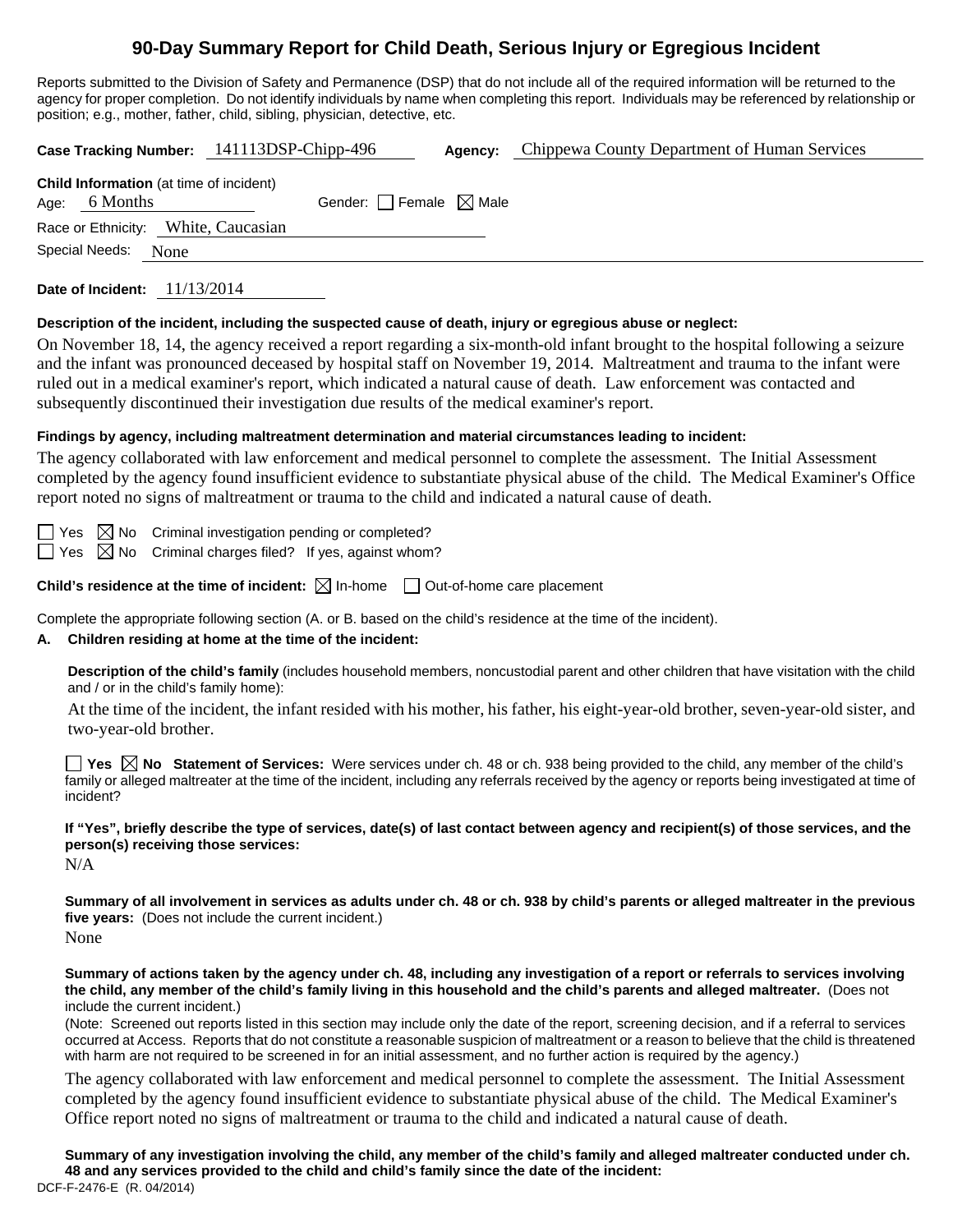# 90-Day Summary Report for Child Death, Serious Injury or Egregious Incident

Reports submitted to the Division of Safety and Permanence (DSP) that do not include all of the required information will be returned to the agency for proper completion. Do not identify individuals by name when completing this report. Individuals may be referenced by relationship or position; e.g., mother, father, child, sibling, physician, detective, etc.

**Case Tracking Number:** 141113DSP-Chipp-496 **Agency:** Chippewa County Department of Human Services

**Child Information** (at time of incident)

Age: 6 Months Gender: ☐ Female ☒ Male

Race or Ethnicity: White, Caucasian

Special Needs: None

**Date of Incident:** 11/13/2014

**Description of the incident, including the suspected cause of death, injury or egregious abuse or neglect:**

On November 18, 14, the agency received a report regarding a six-month-old infant brought to the hospital following a seizure and the infant was pronounced deceased by hospital staff on November 19, 2014. Maltreatment and trauma to the infant were ruled out in a medical examiner's report, which indicated a natural cause of death. Law enforcement was contacted and subsequently discontinued their investigation due results of the medical examiner's report.

**Findings by agency, including maltreatment determination and material circumstances leading to incident:**

The agency collaborated with law enforcement and medical personnel to complete the assessment. The Initial Assessment completed by the agency found insufficient evidence to substantiate physical abuse of the child. The Medical Examiner's Office report noted no signs of maltreatment or trauma to the child and indicated a natural cause of death.

☐ Yes ☒ No Criminal investigation pending or completed?

☐ Yes ☒ No Criminal charges filed? If yes, against whom?

**Child's residence at the time of incident:** ☒ In-home ☐ Out-of-home care placement

Complete the appropriate following section (A. or B. based on the child's residence at the time of the incident).

**A. Children residing at home at the time of the incident:**

**Description of the child's family** (includes household members, noncustodial parent and other children that have visitation with the child and / or in the child's family home):

At the time of the incident, the infant resided with his mother, his father, his eight-year-old brother, seven-year-old sister, and two-year-old brother.

☐ **Yes** ☒ **No** **Statement of Services:** Were services under ch. 48 or ch. 938 being provided to the child, any member of the child's family or alleged maltreater at the time of the incident, including any referrals received by the agency or reports being investigated at time of incident?

**If "Yes", briefly describe the type of services, date(s) of last contact between agency and recipient(s) of those services, and the person(s) receiving those services:**

N/A

**Summary of all involvement in services as adults under ch. 48 or ch. 938 by child's parents or alleged maltreater in the previous five years:** (Does not include the current incident.)

None

**Summary of actions taken by the agency under ch. 48, including any investigation of a report or referrals to services involving the child, any member of the child's family living in this household and the child's parents and alleged maltreater.** (Does not include the current incident.)

(Note: Screened out reports listed in this section may include only the date of the report, screening decision, and if a referral to services occurred at Access. Reports that do not constitute a reasonable suspicion of maltreatment or a reason to believe that the child is threatened with harm are not required to be screened in for an initial assessment, and no further action is required by the agency.)

The agency collaborated with law enforcement and medical personnel to complete the assessment. The Initial Assessment completed by the agency found insufficient evidence to substantiate physical abuse of the child. The Medical Examiner's Office report noted no signs of maltreatment or trauma to the child and indicated a natural cause of death.

**Summary of any investigation involving the child, any member of the child's family and alleged maltreater conducted under ch. 48 and any services provided to the child and child's family since the date of the incident:**

DCF-F-2476-E (R. 04/2014)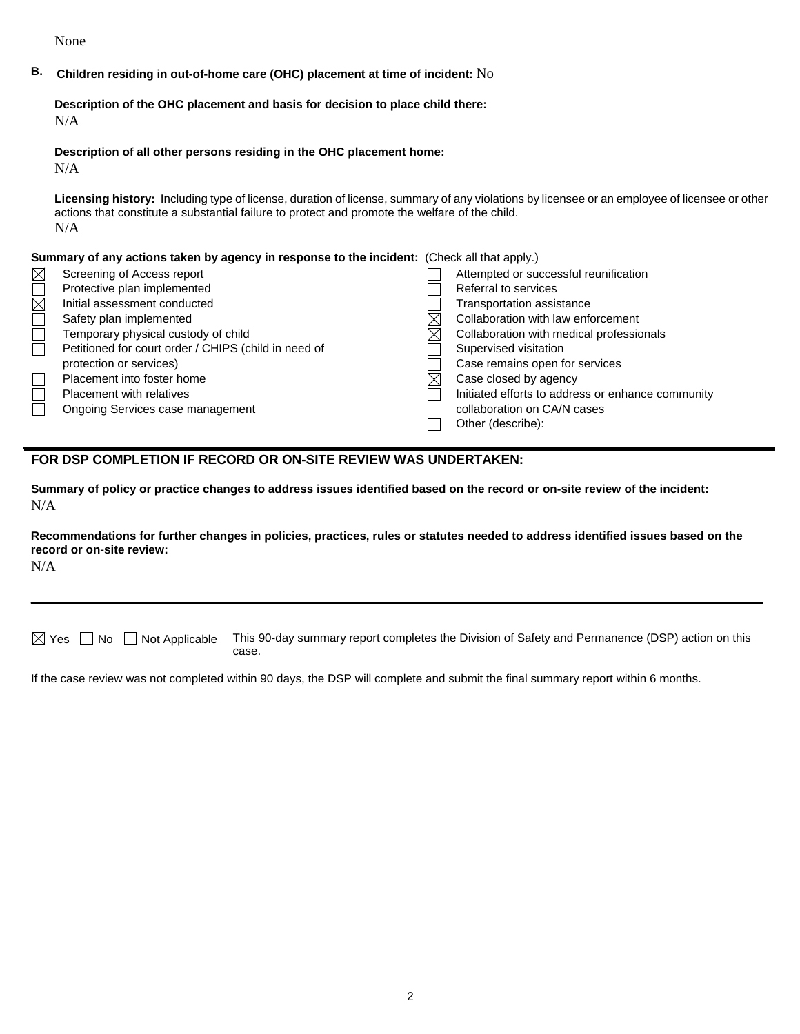None

**B. Children residing in out-of-home care (OHC) placement at time of incident:** No

**Description of the OHC placement and basis for decision to place child there:**
N/A

**Description of all other persons residing in the OHC placement home:**
N/A

**Licensing history:** Including type of license, duration of license, summary of any violations by licensee or an employee of licensee or other actions that constitute a substantial failure to protect and promote the welfare of the child.
N/A

**Summary of any actions taken by agency in response to the incident:** (Check all that apply.)

- ☒ Screening of Access report
- ☐ Protective plan implemented
- ☒ Initial assessment conducted
- ☐ Safety plan implemented
- ☐ Temporary physical custody of child
- ☐ Petitioned for court order / CHIPS (child in need of protection or services)
- ☐ Placement into foster home
- ☐ Placement with relatives
- ☐ Ongoing Services case management
- ☐ Attempted or successful reunification
- ☐ Referral to services
- ☐ Transportation assistance
- ☒ Collaboration with law enforcement
- ☒ Collaboration with medical professionals
- ☐ Supervised visitation
- ☐ Case remains open for services
- ☒ Case closed by agency
- ☐ Initiated efforts to address or enhance community collaboration on CA/N cases
- ☐ Other (describe):

## FOR DSP COMPLETION IF RECORD OR ON-SITE REVIEW WAS UNDERTAKEN:

**Summary of policy or practice changes to address issues identified based on the record or on-site review of the incident:**
N/A

**Recommendations for further changes in policies, practices, rules or statutes needed to address identified issues based on the record or on-site review:**
N/A

☒ Yes ☐ No ☐ Not Applicable This 90-day summary report completes the Division of Safety and Permanence (DSP) action on this case.

If the case review was not completed within 90 days, the DSP will complete and submit the final summary report within 6 months.